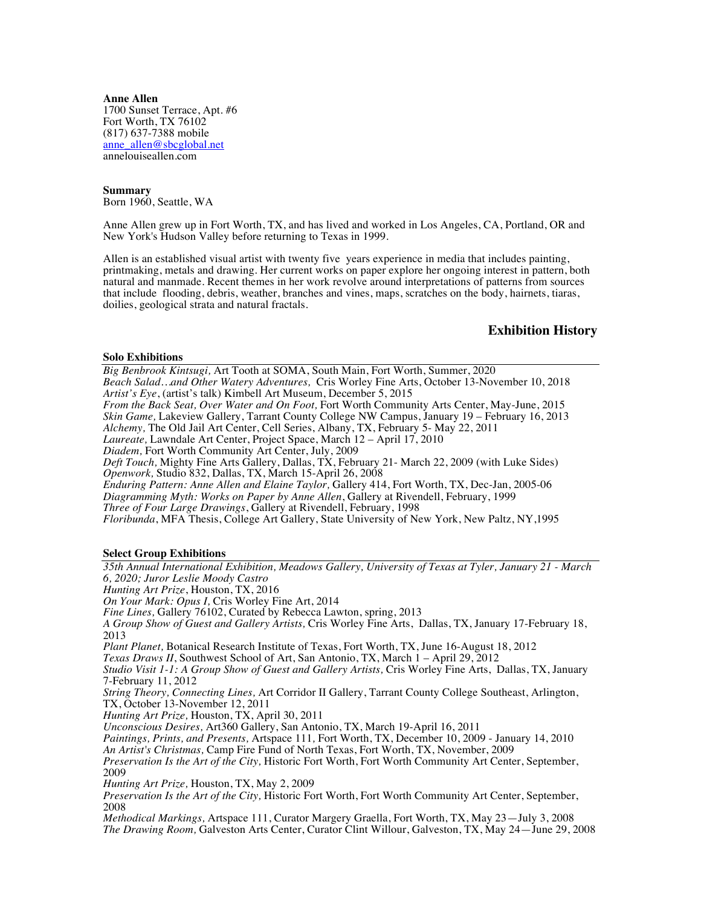**Anne Allen**
1700 Sunset Terrace, Apt. #6
Fort Worth, TX 76102
(817) 637-7388 mobile
anne_allen@sbcglobal.net
annelouiseallen.com

**Summary**
Born 1960, Seattle, WA

Anne Allen grew up in Fort Worth, TX, and has lived and worked in Los Angeles, CA, Portland, OR and New York's Hudson Valley before returning to Texas in 1999.

Allen is an established visual artist with twenty five years experience in media that includes painting, printmaking, metals and drawing. Her current works on paper explore her ongoing interest in pattern, both natural and manmade. Recent themes in her work revolve around interpretations of patterns from sources that include flooding, debris, weather, branches and vines, maps, scratches on the body, hairnets, tiaras, doilies, geological strata and natural fractals.

## Exhibition History

### Solo Exhibitions

*Big Benbrook Kintsugi,* Art Tooth at SOMA, South Main, Fort Worth, Summer, 2020
*Beach Salad…and Other Watery Adventures,* Cris Worley Fine Arts, October 13-November 10, 2018
*Artist's Eye*, (artist's talk) Kimbell Art Museum, December 5, 2015
*From the Back Seat, Over Water and On Foot,* Fort Worth Community Arts Center, May-June, 2015
*Skin Game,* Lakeview Gallery, Tarrant County College NW Campus, January 19 – February 16, 2013
*Alchemy,* The Old Jail Art Center, Cell Series, Albany, TX, February 5- May 22, 2011
*Laureate,* Lawndale Art Center, Project Space, March 12 – April 17, 2010
*Diadem,* Fort Worth Community Art Center, July, 2009
*Deft Touch,* Mighty Fine Arts Gallery, Dallas, TX, February 21- March 22, 2009 (with Luke Sides)
*Openwork,* Studio 832, Dallas, TX, March 15-April 26, 2008
*Enduring Pattern: Anne Allen and Elaine Taylor,* Gallery 414, Fort Worth, TX, Dec-Jan, 2005-06
*Diagramming Myth: Works on Paper by Anne Allen*, Gallery at Rivendell, February, 1999
*Three of Four Large Drawings*, Gallery at Rivendell, February, 1998
*Floribunda*, MFA Thesis, College Art Gallery, State University of New York, New Paltz, NY,1995

### Select Group Exhibitions

*35th Annual International Exhibition, Meadows Gallery, University of Texas at Tyler, January 21 - March 6, 2020; Juror Leslie Moody Castro*
*Hunting Art Prize*, Houston, TX, 2016
*On Your Mark: Opus I,* Cris Worley Fine Art, 2014
*Fine Lines,* Gallery 76102, Curated by Rebecca Lawton, spring, 2013
*A Group Show of Guest and Gallery Artists,* Cris Worley Fine Arts, Dallas, TX, January 17-February 18, 2013
*Plant Planet,* Botanical Research Institute of Texas, Fort Worth, TX, June 16-August 18, 2012
*Texas Draws II*, Southwest School of Art, San Antonio, TX, March 1 – April 29, 2012
*Studio Visit 1-1: A Group Show of Guest and Gallery Artists,* Cris Worley Fine Arts, Dallas, TX, January 7-February 11, 2012
*String Theory, Connecting Lines,* Art Corridor II Gallery, Tarrant County College Southeast, Arlington, TX, October 13-November 12, 2011
*Hunting Art Prize,* Houston, TX, April 30, 2011
*Unconscious Desires,* Art360 Gallery, San Antonio, TX, March 19-April 16, 2011
*Paintings, Prints, and Presents,* Artspace 111, Fort Worth, TX, December 10, 2009 - January 14, 2010
*An Artist's Christmas,* Camp Fire Fund of North Texas, Fort Worth, TX, November, 2009
*Preservation Is the Art of the City,* Historic Fort Worth, Fort Worth Community Art Center, September, 2009
*Hunting Art Prize,* Houston, TX, May 2, 2009
*Preservation Is the Art of the City,* Historic Fort Worth, Fort Worth Community Art Center, September, 2008
*Methodical Markings,* Artspace 111, Curator Margery Graella, Fort Worth, TX, May 23—July 3, 2008
*The Drawing Room,* Galveston Arts Center, Curator Clint Willour, Galveston, TX, May 24—June 29, 2008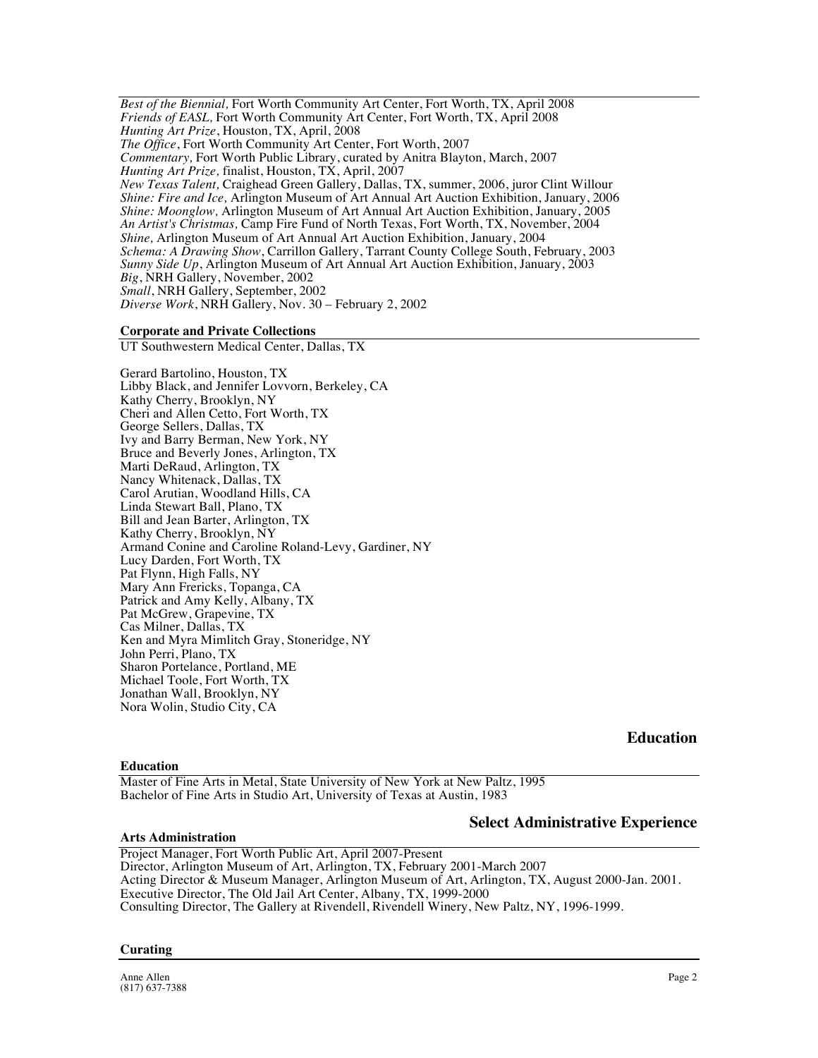*Best of the Biennial,* Fort Worth Community Art Center, Fort Worth, TX, April 2008
*Friends of EASL,* Fort Worth Community Art Center, Fort Worth, TX, April 2008
*Hunting Art Prize*, Houston, TX, April, 2008
*The Office*, Fort Worth Community Art Center, Fort Worth, 2007
*Commentary,* Fort Worth Public Library, curated by Anitra Blayton, March, 2007
*Hunting Art Prize,* finalist, Houston, TX, April, 2007
*New Texas Talent,* Craighead Green Gallery, Dallas, TX, summer, 2006, juror Clint Willour
*Shine: Fire and Ice,* Arlington Museum of Art Annual Art Auction Exhibition, January, 2006
*Shine: Moonglow,* Arlington Museum of Art Annual Art Auction Exhibition, January, 2005
*An Artist's Christmas,* Camp Fire Fund of North Texas, Fort Worth, TX, November, 2004
*Shine,* Arlington Museum of Art Annual Art Auction Exhibition, January, 2004
*Schema: A Drawing Show*, Carrillon Gallery, Tarrant County College South, February, 2003
*Sunny Side Up*, Arlington Museum of Art Annual Art Auction Exhibition, January, 2003
*Big*, NRH Gallery, November, 2002
*Small*, NRH Gallery, September, 2002
*Diverse Work*, NRH Gallery, Nov. 30 – February 2, 2002

**Corporate and Private Collections**

UT Southwestern Medical Center, Dallas, TX

Gerard Bartolino, Houston, TX
Libby Black, and Jennifer Lovvorn, Berkeley, CA
Kathy Cherry, Brooklyn, NY
Cheri and Allen Cetto, Fort Worth, TX
George Sellers, Dallas, TX
Ivy and Barry Berman, New York, NY
Bruce and Beverly Jones, Arlington, TX
Marti DeRaud, Arlington, TX
Nancy Whitenack, Dallas, TX
Carol Arutian, Woodland Hills, CA
Linda Stewart Ball, Plano, TX
Bill and Jean Barter, Arlington, TX
Kathy Cherry, Brooklyn, NY
Armand Conine and Caroline Roland-Levy, Gardiner, NY
Lucy Darden, Fort Worth, TX
Pat Flynn, High Falls, NY
Mary Ann Frericks, Topanga, CA
Patrick and Amy Kelly, Albany, TX
Pat McGrew, Grapevine, TX
Cas Milner, Dallas, TX
Ken and Myra Mimlitch Gray, Stoneridge, NY
John Perri, Plano, TX
Sharon Portelance, Portland, ME
Michael Toole, Fort Worth, TX
Jonathan Wall, Brooklyn, NY
Nora Wolin, Studio City, CA

## Education

**Education**

Master of Fine Arts in Metal, State University of New York at New Paltz, 1995
Bachelor of Fine Arts in Studio Art, University of Texas at Austin, 1983

## Select Administrative Experience

**Arts Administration**

Project Manager, Fort Worth Public Art, April 2007-Present
Director, Arlington Museum of Art, Arlington, TX, February 2001-March 2007
Acting Director & Museum Manager, Arlington Museum of Art, Arlington, TX, August 2000-Jan. 2001.
Executive Director, The Old Jail Art Center, Albany, TX, 1999-2000
Consulting Director, The Gallery at Rivendell, Rivendell Winery, New Paltz, NY, 1996-1999.

**Curating**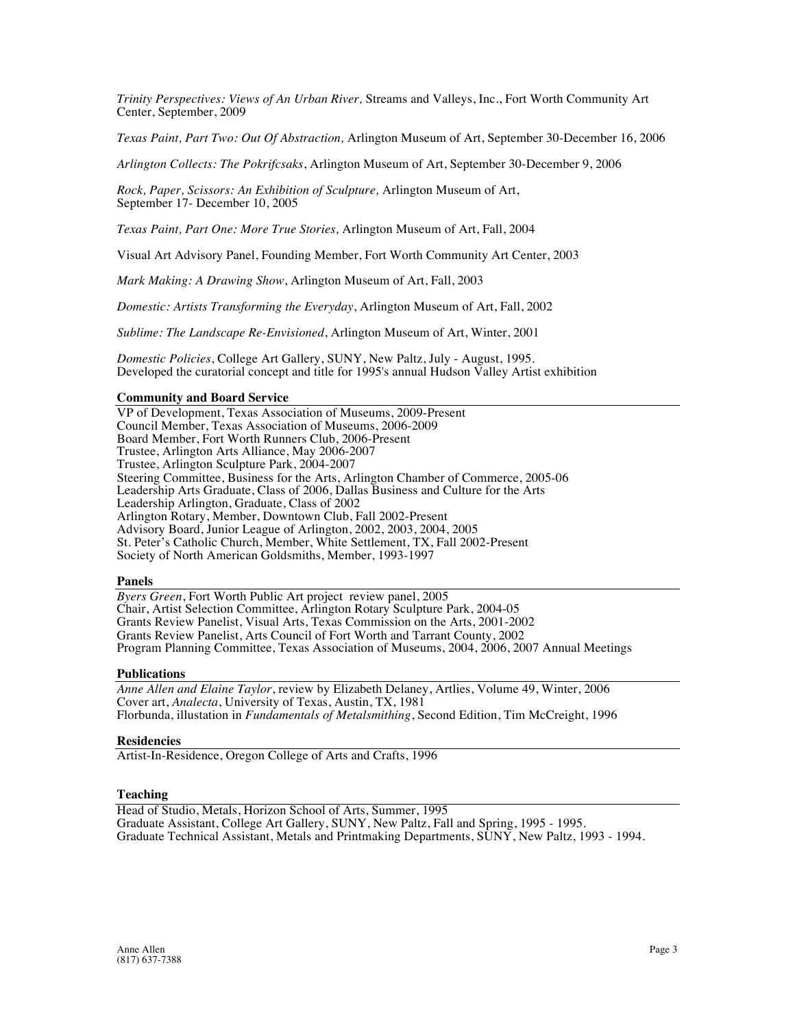*Trinity Perspectives: Views of An Urban River,* Streams and Valleys, Inc., Fort Worth Community Art Center, September, 2009

*Texas Paint, Part Two: Out Of Abstraction,* Arlington Museum of Art, September 30-December 16, 2006

*Arlington Collects: The Pokrifcsaks*, Arlington Museum of Art, September 30-December 9, 2006

*Rock, Paper, Scissors: An Exhibition of Sculpture,* Arlington Museum of Art, September 17- December 10, 2005

*Texas Paint, Part One: More True Stories,* Arlington Museum of Art, Fall, 2004

Visual Art Advisory Panel, Founding Member, Fort Worth Community Art Center, 2003

*Mark Making: A Drawing Show*, Arlington Museum of Art, Fall, 2003

*Domestic: Artists Transforming the Everyday*, Arlington Museum of Art, Fall, 2002

*Sublime: The Landscape Re-Envisioned*, Arlington Museum of Art, Winter, 2001

*Domestic Policies*, College Art Gallery, SUNY, New Paltz, July - August, 1995.
Developed the curatorial concept and title for 1995's annual Hudson Valley Artist exhibition

### Community and Board Service

VP of Development, Texas Association of Museums, 2009-Present
Council Member, Texas Association of Museums, 2006-2009
Board Member, Fort Worth Runners Club, 2006-Present
Trustee, Arlington Arts Alliance, May 2006-2007
Trustee, Arlington Sculpture Park, 2004-2007
Steering Committee, Business for the Arts, Arlington Chamber of Commerce, 2005-06
Leadership Arts Graduate, Class of 2006, Dallas Business and Culture for the Arts
Leadership Arlington, Graduate, Class of 2002
Arlington Rotary, Member, Downtown Club, Fall 2002-Present
Advisory Board, Junior League of Arlington, 2002, 2003, 2004, 2005
St. Peter's Catholic Church, Member, White Settlement, TX, Fall 2002-Present
Society of North American Goldsmiths, Member, 1993-1997

### Panels

*Byers Green*, Fort Worth Public Art project review panel, 2005
Chair, Artist Selection Committee, Arlington Rotary Sculpture Park, 2004-05
Grants Review Panelist, Visual Arts, Texas Commission on the Arts, 2001-2002
Grants Review Panelist, Arts Council of Fort Worth and Tarrant County, 2002
Program Planning Committee, Texas Association of Museums, 2004, 2006, 2007 Annual Meetings

### Publications

*Anne Allen and Elaine Taylor*, review by Elizabeth Delaney, Artlies, Volume 49, Winter, 2006
Cover art, *Analecta*, University of Texas, Austin, TX, 1981
Florbunda, illustation in *Fundamentals of Metalsmithing*, Second Edition, Tim McCreight, 1996

### Residencies

Artist-In-Residence, Oregon College of Arts and Crafts, 1996

### Teaching

Head of Studio, Metals, Horizon School of Arts, Summer, 1995
Graduate Assistant, College Art Gallery, SUNY, New Paltz, Fall and Spring, 1995 - 1995.
Graduate Technical Assistant, Metals and Printmaking Departments, SUNY, New Paltz, 1993 - 1994.